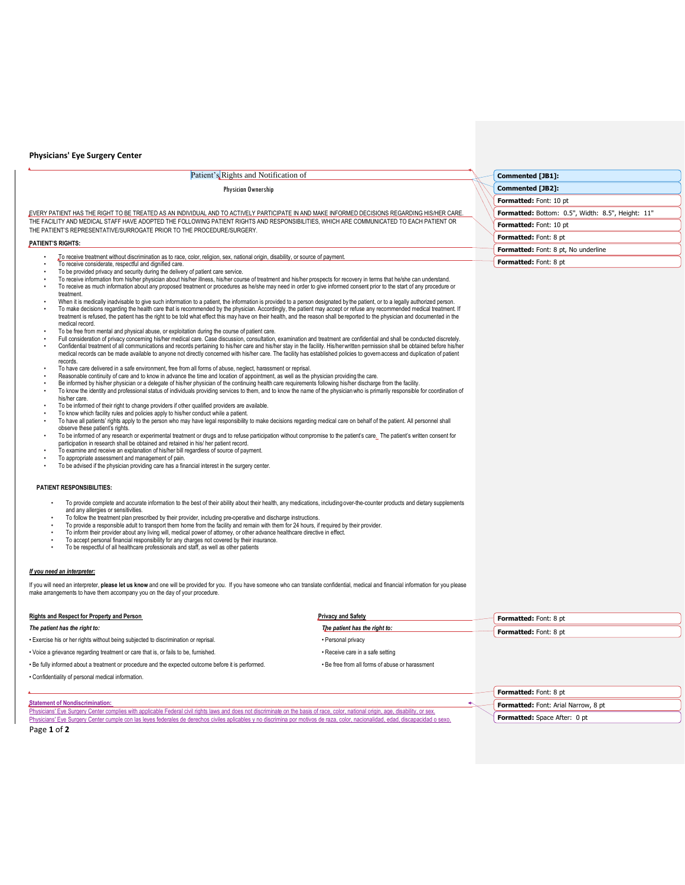**Physicians' Eye Surgery Center**

# Patient's Rights and Notification of

## Physician Ownership

EVERY PATIENT HAS THE RIGHT TO BE TREATED AS AN INDIVIDUAL AND TO ACTIVELY PARTICIPATE IN AND MAKE INFORMED DECISIONS REGARDING HIS/HER CARE. THE FACILITY AND MEDICAL STAFF HAVE ADOPTED THE FOLLOWING PATIENT RIGHTS AND RESPONSIBILITIES, WHICH ARE COMMUNICATED TO EACH PATIENT OR THE PATIENT'S REPRESENTATIVE/SURROGATE PRIOR TO THE PROCEDURE/SURGERY.

**PATIENT'S RIGHTS:**

- To receive treatment without discrimination as to race, color, religion, sex, national origin, disability, or source of payment.
- To receive considerate, respectful and dignified care.
- To be provided privacy and security during the delivery of patient care service.
- To receive information from his/her physician about his/her illness, his/her course of treatment and his/her prospects for recovery in terms that he/she can understand.
- To receive as much information about any proposed treatment or procedures as he/she may need in order to give informed consent prior to the start of any procedure or treatment.
- When it is medically inadvisable to give such information to a patient, the information is provided to a person designated by the patient, or to a legally authorized person.
- To make decisions regarding the health care that is recommended by the physician. Accordingly, the patient may accept or refuse any recommended medical treatment. If treatment is refused, the patient has the right to be told what effect this may have on their health, and the reason shall be reported to the physician and documented in the medical record.
- To be free from mental and physical abuse, or exploitation during the course of patient care.
- Full consideration of privacy concerning his/her medical care. Case discussion, consultation, examination and treatment are confidential and shall be conducted discretely.
- Confidential treatment of all communications and records pertaining to his/her care and his/her stay in the facility. His/her written permission shall be obtained before his/her medical records can be made available to anyone not directly concerned with his/her care. The facility has established policies to govern access and duplication of patient records.
- To have care delivered in a safe environment, free from all forms of abuse, neglect, harassment or reprisal.
- Reasonable continuity of care and to know in advance the time and location of appointment, as well as the physician providing the care.
- Be informed by his/her physician or a delegate of his/her physician of the continuing health care requirements following his/her discharge from the facility.
- To know the identity and professional status of individuals providing services to them, and to know the name of the physician who is primarily responsible for coordination of his/her care.
- To be informed of their right to change providers if other qualified providers are available.
- To know which facility rules and policies apply to his/her conduct while a patient.
- To have all patients' rights apply to the person who may have legal responsibility to make decisions regarding medical care on behalf of the patient. All personnel shall observe these patient's rights.
- To be informed of any research or experimental treatment or drugs and to refuse participation without compromise to the patient's care. The patient's written consent for participation in research shall be obtained and retained in his/ her patient record.
- To examine and receive an explanation of his/her bill regardless of source of payment.
- To appropriate assessment and management of pain.
- To be advised if the physician providing care has a financial interest in the surgery center.

**PATIENT RESPONSIBILITIES:**

- To provide complete and accurate information to the best of their ability about their health, any medications, including over-the-counter products and dietary supplements and any allergies or sensitivities.
- To follow the treatment plan prescribed by their provider, including pre-operative and discharge instructions.
- To provide a responsible adult to transport them home from the facility and remain with them for 24 hours, if required by their provider.
- To inform their provider about any living will, medical power of attorney, or other advance healthcare directive in effect.
- To accept personal financial responsibility for any charges not covered by their insurance.
- To be respectful of all healthcare professionals and staff, as well as other patients

***If you need an interpreter:***

If you will need an interpreter, **please let us know** and one will be provided for you. If you have someone who can translate confidential, medical and financial information for you please make arrangements to have them accompany you on the day of your procedure.

**Rights and Respect for Property and Person**

***The patient has the right to:***

- Exercise his or her rights without being subjected to discrimination or reprisal.
- Voice a grievance regarding treatment or care that is, or fails to be, furnished.
- Be fully informed about a treatment or procedure and the expected outcome before it is performed.
- Confidentiality of personal medical information.

**Privacy and Safety**

***The patient has the right to:***

- Personal privacy
- Receive care in a safe setting
- Be free from all forms of abuse or harassment

**Statement of Nondiscrimination:**

Physicians' Eye Surgery Center complies with applicable Federal civil rights laws and does not discriminate on the basis of race, color, national origin, age, disability, or sex.

Physicians' Eye Surgery Center cumple con las leyes federales de derechos civiles aplicables y no discrimina por motivos de raza, color, nacionalidad, edad, discapacidad o sexo.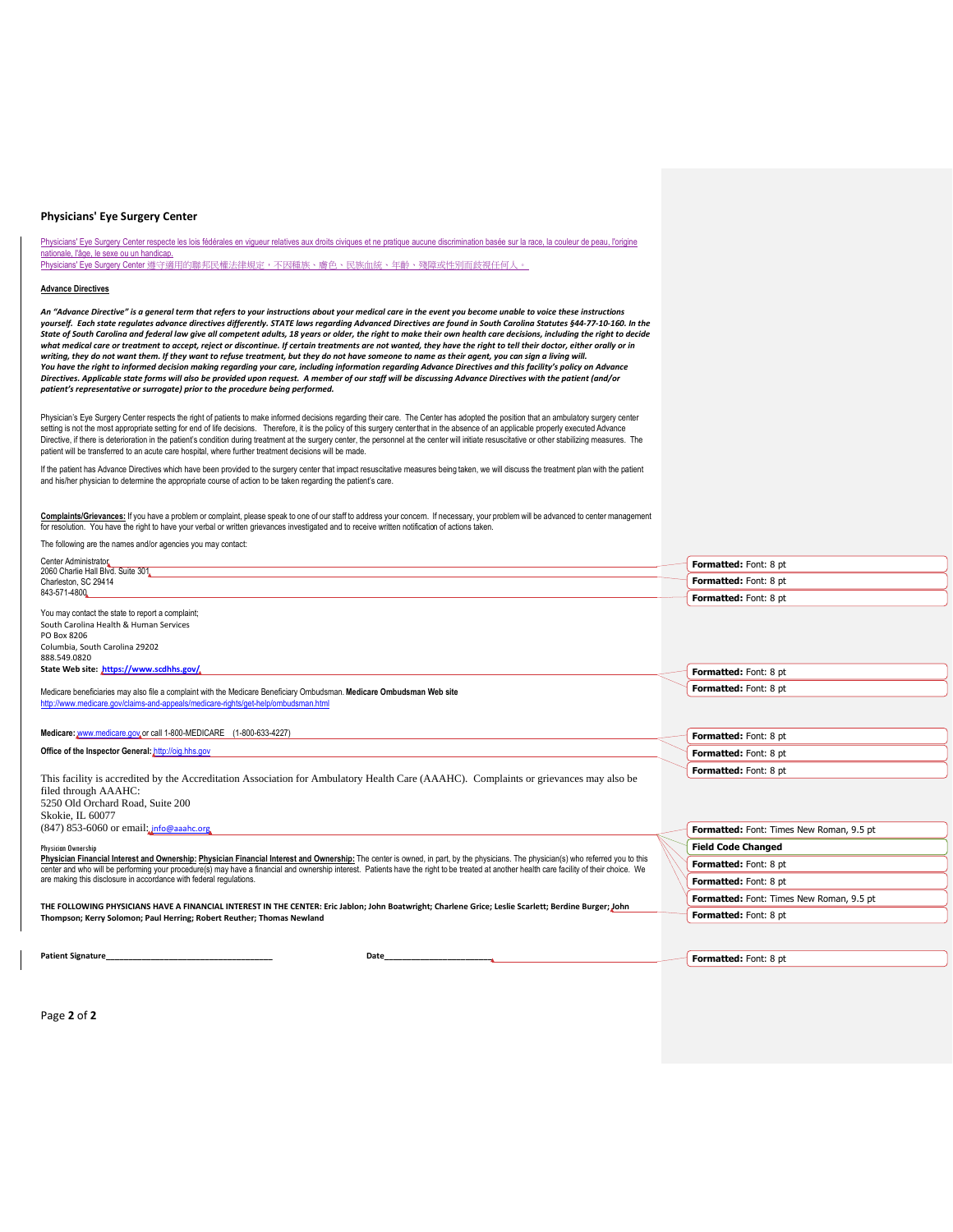**Physicians' Eye Surgery Center**

Physicians' Eye Surgery Center respecte les lois fédérales en vigueur relatives aux droits civiques et ne pratique aucune discrimination basée sur la race, la couleur de peau, l'origine nationale, l'âge, le sexe ou un handicap.

Physicians' Eye Surgery Center 遵守適用的聯邦民權法律規定，不因種族、膚色、民族血統、年齡、殘障或性別而歧視任何人。

**Advance Directives**

***An "Advance Directive" is a general term that refers to your instructions about your medical care in the event you become unable to voice these instructions yourself. Each state regulates advance directives differently. STATE laws regarding Advanced Directives are found in South Carolina Statutes §44-77-10-160. In the State of South Carolina and federal law give all competent adults, 18 years or older, the right to make their own health care decisions, including the right to decide what medical care or treatment to accept, reject or discontinue. If certain treatments are not wanted, they have the right to tell their doctor, either orally or in writing, they do not want them. If they want to refuse treatment, but they do not have someone to name as their agent, you can sign a living will.***

***You have the right to informed decision making regarding your care, including information regarding Advance Directives and this facility's policy on Advance Directives. Applicable state forms will also be provided upon request. A member of our staff will be discussing Advance Directives with the patient (and/or patient's representative or surrogate) prior to the procedure being performed.***

Physician's Eye Surgery Center respects the right of patients to make informed decisions regarding their care. The Center has adopted the position that an ambulatory surgery center setting is not the most appropriate setting for end of life decisions. Therefore, it is the policy of this surgery center that in the absence of an applicable properly executed Advance Directive, if there is deterioration in the patient's condition during treatment at the surgery center, the personnel at the center will initiate resuscitative or other stabilizing measures. The patient will be transferred to an acute care hospital, where further treatment decisions will be made.

If the patient has Advance Directives which have been provided to the surgery center that impact resuscitative measures being taken, we will discuss the treatment plan with the patient and his/her physician to determine the appropriate course of action to be taken regarding the patient's care.

**Complaints/Grievances:** If you have a problem or complaint, please speak to one of our staff to address your concern. If necessary, your problem will be advanced to center management for resolution. You have the right to have your verbal or written grievances investigated and to receive written notification of actions taken.

The following are the names and/or agencies you may contact:

Center Administrator
2060 Charlie Hall Blvd. Suite 301
Charleston, SC 29414
843-571-4800

You may contact the state to report a complaint;
South Carolina Health & Human Services
PO Box 8206
Columbia, South Carolina 29202
888.549.0820
**State Web site: https://www.scdhhs.gov/**

Medicare beneficiaries may also file a complaint with the Medicare Beneficiary Ombudsman. **Medicare Ombudsman Web site**
http://www.medicare.gov/claims-and-appeals/medicare-rights/get-help/ombudsman.html

**Medicare:** www.medicare.gov or call 1-800-MEDICARE (1-800-633-4227)

**Office of the Inspector General:** http://oig.hhs.gov

This facility is accredited by the Accreditation Association for Ambulatory Health Care (AAAHC). Complaints or grievances may also be filed through AAAHC:
5250 Old Orchard Road, Suite 200
Skokie, IL 60077
(847) 853-6060 or email: info@aaahc.org

Physician Ownership

**Physician Financial Interest and Ownership:** **Physician Financial Interest and Ownership:** The center is owned, in part, by the physicians. The physician(s) who referred you to this center and who will be performing your procedure(s) may have a financial and ownership interest. Patients have the right to be treated at another health care facility of their choice. We are making this disclosure in accordance with federal regulations.

**THE FOLLOWING PHYSICIANS HAVE A FINANCIAL INTEREST IN THE CENTER: Eric Jablon; John Boatwright; Charlene Grice; Leslie Scarlett; Berdine Burger; John Thompson; Kerry Solomon; Paul Herring; Robert Reuther; Thomas Newland**

**Patient Signature**______________________________________ **Date**__________________________